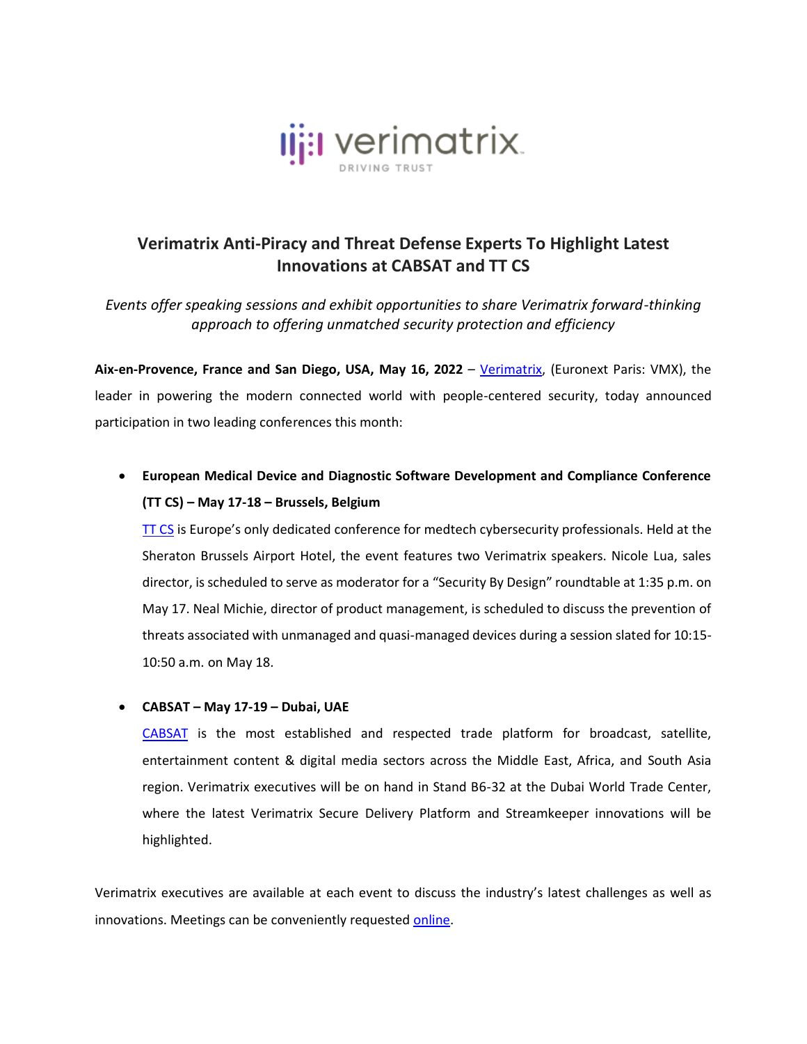# Verimatrix Anti-Piracy and Threat Defense Experts To Highlight Latest Innovations at CABSAT and TT CS

*Events offer speaking sessions and exhibit opportunities to share Verimatrix forward-thinking approach to offering unmatched security protection and efficiency*

**Aix-en-Provence, France and San Diego, USA, May 16, 2022** – Verimatrix, (Euronext Paris: VMX), the leader in powering the modern connected world with people-centered security, today announced participation in two leading conferences this month:

- **European Medical Device and Diagnostic Software Development and Compliance Conference (TT CS) – May 17-18 – Brussels, Belgium**
  TT CS is Europe's only dedicated conference for medtech cybersecurity professionals. Held at the Sheraton Brussels Airport Hotel, the event features two Verimatrix speakers. Nicole Lua, sales director, is scheduled to serve as moderator for a "Security By Design" roundtable at 1:35 p.m. on May 17. Neal Michie, director of product management, is scheduled to discuss the prevention of threats associated with unmanaged and quasi-managed devices during a session slated for 10:15-10:50 a.m. on May 18.

- **CABSAT – May 17-19 – Dubai, UAE**
  CABSAT is the most established and respected trade platform for broadcast, satellite, entertainment content & digital media sectors across the Middle East, Africa, and South Asia region. Verimatrix executives will be on hand in Stand B6-32 at the Dubai World Trade Center, where the latest Verimatrix Secure Delivery Platform and Streamkeeper innovations will be highlighted.

Verimatrix executives are available at each event to discuss the industry's latest challenges as well as innovations. Meetings can be conveniently requested online.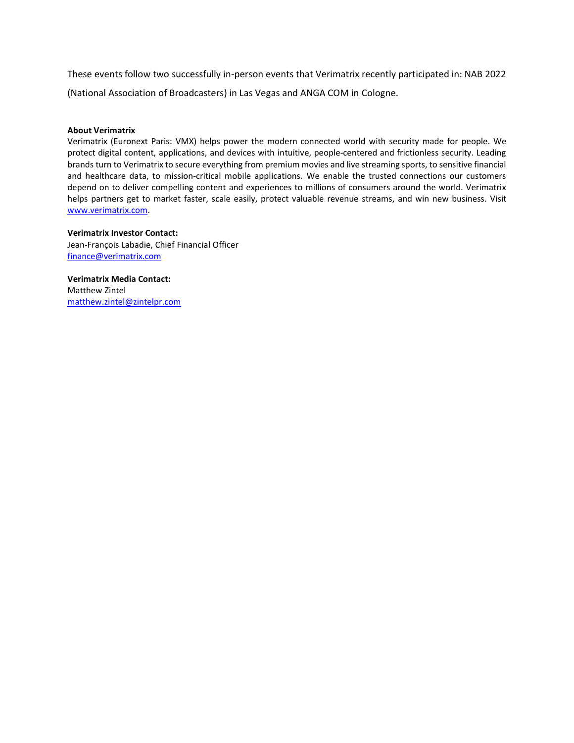These events follow two successfully in-person events that Verimatrix recently participated in: NAB 2022 (National Association of Broadcasters) in Las Vegas and ANGA COM in Cologne.

**About Verimatrix**

Verimatrix (Euronext Paris: VMX) helps power the modern connected world with security made for people. We protect digital content, applications, and devices with intuitive, people-centered and frictionless security. Leading brands turn to Verimatrix to secure everything from premium movies and live streaming sports, to sensitive financial and healthcare data, to mission-critical mobile applications. We enable the trusted connections our customers depend on to deliver compelling content and experiences to millions of consumers around the world. Verimatrix helps partners get to market faster, scale easily, protect valuable revenue streams, and win new business. Visit www.verimatrix.com.

**Verimatrix Investor Contact:**
Jean-François Labadie, Chief Financial Officer
finance@verimatrix.com

**Verimatrix Media Contact:**
Matthew Zintel
matthew.zintel@zintelpr.com